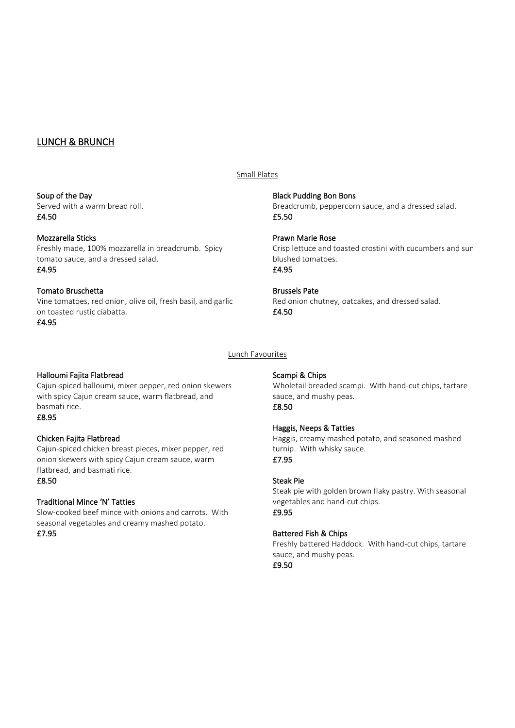# LUNCH & BRUNCH

## Small Plates

**Soup of the Day**
Served with a warm bread roll.
**£4.50**

**Mozzarella Sticks**
Freshly made, 100% mozzarella in breadcrumb. Spicy tomato sauce, and a dressed salad.
**£4.95**

**Tomato Bruschetta**
Vine tomatoes, red onion, olive oil, fresh basil, and garlic on toasted rustic ciabatta.
**£4.95**

**Black Pudding Bon Bons**
Breadcrumb, peppercorn sauce, and a dressed salad.
**£5.50**

**Prawn Marie Rose**
Crisp lettuce and toasted crostini with cucumbers and sun blushed tomatoes.
**£4.95**

**Brussels Pate**
Red onion chutney, oatcakes, and dressed salad.
**£4.50**

## Lunch Favourites

**Halloumi Fajita Flatbread**
Cajun-spiced halloumi, mixer pepper, red onion skewers with spicy Cajun cream sauce, warm flatbread, and basmati rice.
**£8.95**

**Chicken Fajita Flatbread**
Cajun-spiced chicken breast pieces, mixer pepper, red onion skewers with spicy Cajun cream sauce, warm flatbread, and basmati rice.
**£8.50**

**Traditional Mince 'N' Tatties**
Slow-cooked beef mince with onions and carrots. With seasonal vegetables and creamy mashed potato.
**£7.95**

**Scampi & Chips**
Wholetail breaded scampi. With hand-cut chips, tartare sauce, and mushy peas.
**£8.50**

**Haggis, Neeps & Tatties**
Haggis, creamy mashed potato, and seasoned mashed turnip. With whisky sauce.
**£7.95**

**Steak Pie**
Steak pie with golden brown flaky pastry. With seasonal vegetables and hand-cut chips.
**£9.95**

**Battered Fish & Chips**
Freshly battered Haddock. With hand-cut chips, tartare sauce, and mushy peas.
**£9.50**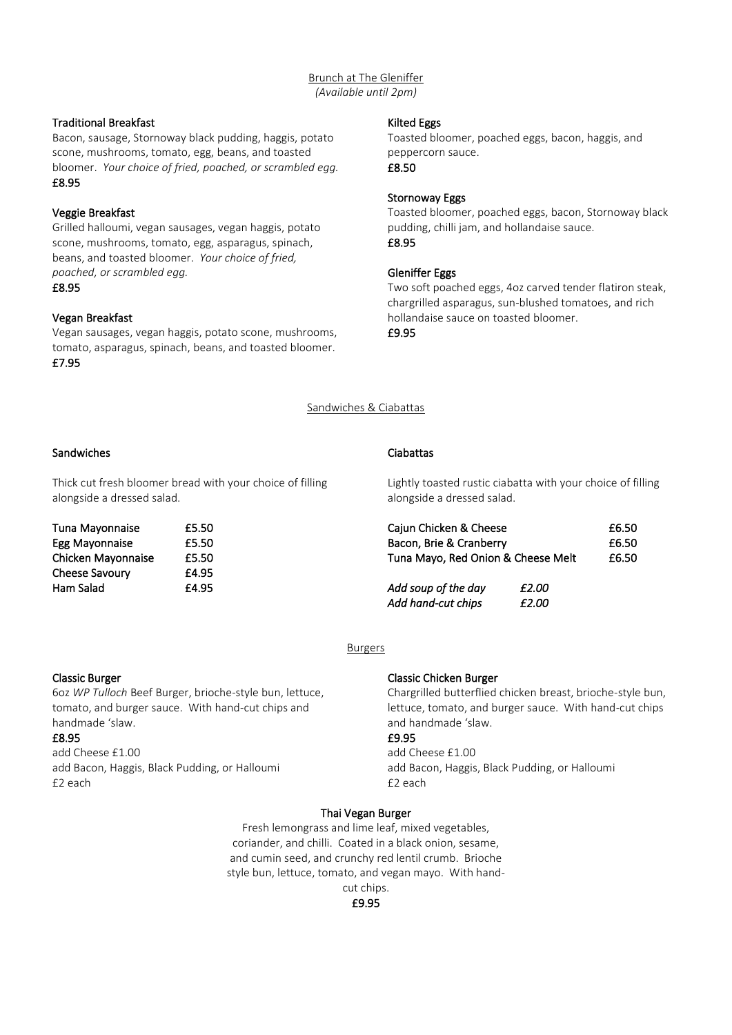## Brunch at The Gleniffer

*(Available until 2pm)*

**Traditional Breakfast**
Bacon, sausage, Stornoway black pudding, haggis, potato scone, mushrooms, tomato, egg, beans, and toasted bloomer. *Your choice of fried, poached, or scrambled egg.*
**£8.95**

**Veggie Breakfast**
Grilled halloumi, vegan sausages, vegan haggis, potato scone, mushrooms, tomato, egg, asparagus, spinach, beans, and toasted bloomer. *Your choice of fried, poached, or scrambled egg.*
**£8.95**

**Vegan Breakfast**
Vegan sausages, vegan haggis, potato scone, mushrooms, tomato, asparagus, spinach, beans, and toasted bloomer.
**£7.95**

**Kilted Eggs**
Toasted bloomer, poached eggs, bacon, haggis, and peppercorn sauce.
**£8.50**

**Stornoway Eggs**
Toasted bloomer, poached eggs, bacon, Stornoway black pudding, chilli jam, and hollandaise sauce.
**£8.95**

**Gleniffer Eggs**
Two soft poached eggs, 4oz carved tender flatiron steak, chargrilled asparagus, sun-blushed tomatoes, and rich hollandaise sauce on toasted bloomer.
**£9.95**

## Sandwiches & Ciabattas

### Sandwiches

Thick cut fresh bloomer bread with your choice of filling alongside a dressed salad.

| | |
|---|---|
| Tuna Mayonnaise | £5.50 |
| Egg Mayonnaise | £5.50 |
| Chicken Mayonnaise | £5.50 |
| Cheese Savoury | £4.95 |
| Ham Salad | £4.95 |

### Ciabattas

Lightly toasted rustic ciabatta with your choice of filling alongside a dressed salad.

| | |
|---|---|
| Cajun Chicken & Cheese | £6.50 |
| Bacon, Brie & Cranberry | £6.50 |
| Tuna Mayo, Red Onion & Cheese Melt | £6.50 |

*Add soup of the day £2.00*
*Add hand-cut chips £2.00*

## Burgers

**Classic Burger**
6oz *WP Tulloch* Beef Burger, brioche-style bun, lettuce, tomato, and burger sauce. With hand-cut chips and handmade 'slaw.
**£8.95**
add Cheese £1.00
add Bacon, Haggis, Black Pudding, or Halloumi £2 each

**Classic Chicken Burger**
Chargrilled butterflied chicken breast, brioche-style bun, lettuce, tomato, and burger sauce. With hand-cut chips and handmade 'slaw.
**£9.95**
add Cheese £1.00
add Bacon, Haggis, Black Pudding, or Halloumi £2 each

**Thai Vegan Burger**
Fresh lemongrass and lime leaf, mixed vegetables, coriander, and chilli. Coated in a black onion, sesame, and cumin seed, and crunchy red lentil crumb. Brioche style bun, lettuce, tomato, and vegan mayo. With hand-cut chips.
**£9.95**